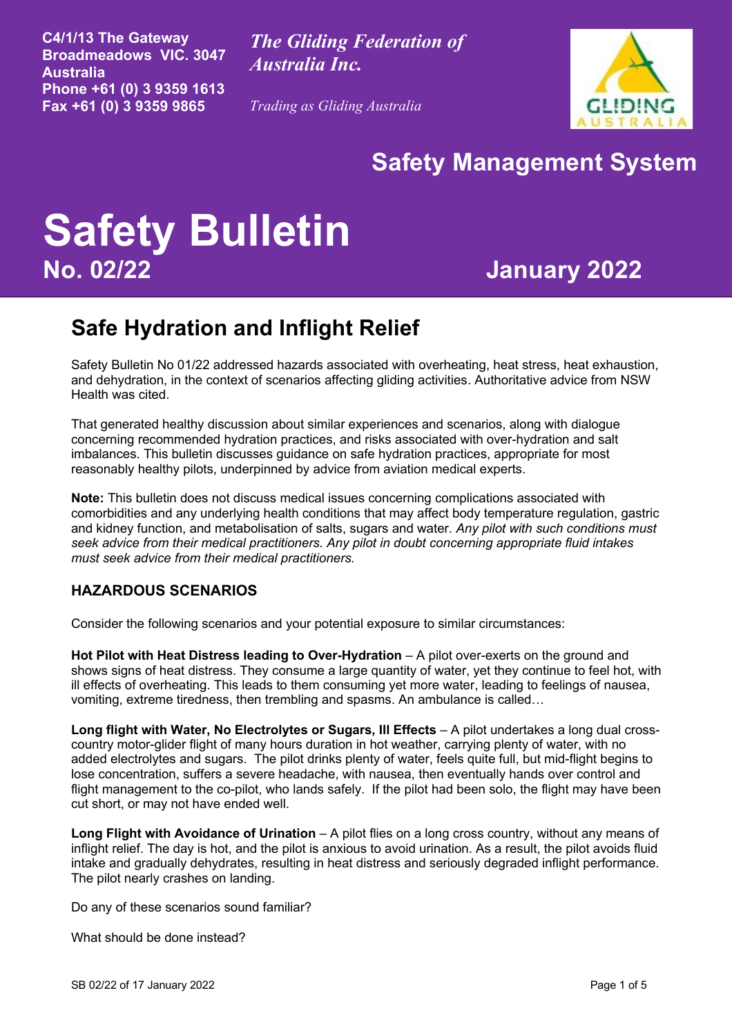C4/1/13 The Gateway
Broadmeadows VIC. 3047
Australia
Phone +61 (0) 3 9359 1613
Fax +61 (0) 3 9359 9865

*The Gliding Federation of Australia Inc.*

*Trading as Gliding Australia*

## Safety Management System

# Safety Bulletin

**No. 02/22** **January 2022**

## Safe Hydration and Inflight Relief

Safety Bulletin No 01/22 addressed hazards associated with overheating, heat stress, heat exhaustion, and dehydration, in the context of scenarios affecting gliding activities. Authoritative advice from NSW Health was cited.

That generated healthy discussion about similar experiences and scenarios, along with dialogue concerning recommended hydration practices, and risks associated with over-hydration and salt imbalances. This bulletin discusses guidance on safe hydration practices, appropriate for most reasonably healthy pilots, underpinned by advice from aviation medical experts.

**Note:** This bulletin does not discuss medical issues concerning complications associated with comorbidities and any underlying health conditions that may affect body temperature regulation, gastric and kidney function, and metabolisation of salts, sugars and water. *Any pilot with such conditions must seek advice from their medical practitioners. Any pilot in doubt concerning appropriate fluid intakes must seek advice from their medical practitioners.*

### HAZARDOUS SCENARIOS

Consider the following scenarios and your potential exposure to similar circumstances:

**Hot Pilot with Heat Distress leading to Over-Hydration** – A pilot over-exerts on the ground and shows signs of heat distress. They consume a large quantity of water, yet they continue to feel hot, with ill effects of overheating. This leads to them consuming yet more water, leading to feelings of nausea, vomiting, extreme tiredness, then trembling and spasms. An ambulance is called…

**Long flight with Water, No Electrolytes or Sugars, Ill Effects** – A pilot undertakes a long dual cross-country motor-glider flight of many hours duration in hot weather, carrying plenty of water, with no added electrolytes and sugars. The pilot drinks plenty of water, feels quite full, but mid-flight begins to lose concentration, suffers a severe headache, with nausea, then eventually hands over control and flight management to the co-pilot, who lands safely. If the pilot had been solo, the flight may have been cut short, or may not have ended well.

**Long Flight with Avoidance of Urination** – A pilot flies on a long cross country, without any means of inflight relief. The day is hot, and the pilot is anxious to avoid urination. As a result, the pilot avoids fluid intake and gradually dehydrates, resulting in heat distress and seriously degraded inflight performance. The pilot nearly crashes on landing.

Do any of these scenarios sound familiar?

What should be done instead?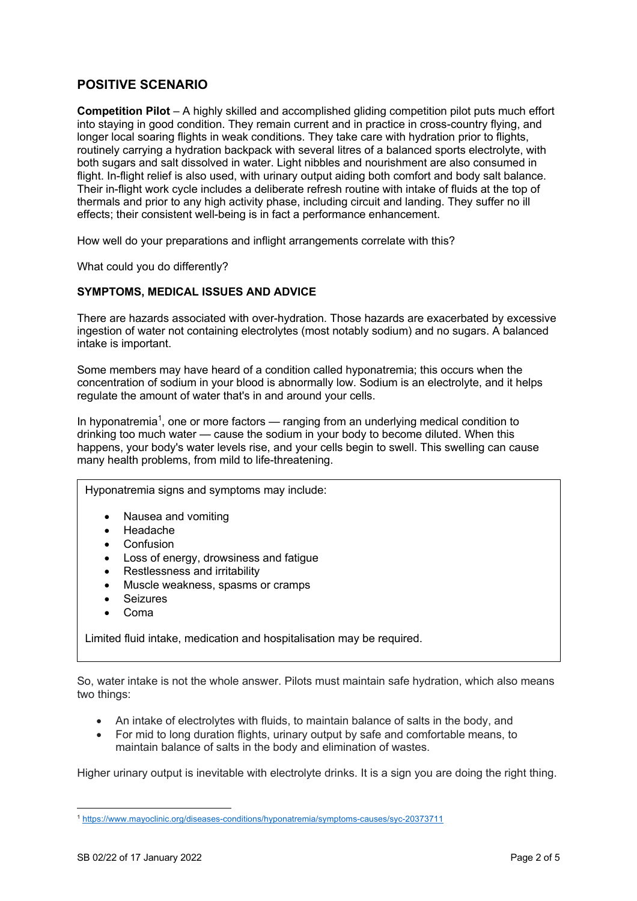## POSITIVE SCENARIO

**Competition Pilot** – A highly skilled and accomplished gliding competition pilot puts much effort into staying in good condition. They remain current and in practice in cross-country flying, and longer local soaring flights in weak conditions. They take care with hydration prior to flights, routinely carrying a hydration backpack with several litres of a balanced sports electrolyte, with both sugars and salt dissolved in water. Light nibbles and nourishment are also consumed in flight. In-flight relief is also used, with urinary output aiding both comfort and body salt balance. Their in-flight work cycle includes a deliberate refresh routine with intake of fluids at the top of thermals and prior to any high activity phase, including circuit and landing. They suffer no ill effects; their consistent well-being is in fact a performance enhancement.

How well do your preparations and inflight arrangements correlate with this?

What could you do differently?

### SYMPTOMS, MEDICAL ISSUES AND ADVICE

There are hazards associated with over-hydration. Those hazards are exacerbated by excessive ingestion of water not containing electrolytes (most notably sodium) and no sugars. A balanced intake is important.

Some members may have heard of a condition called hyponatremia; this occurs when the concentration of sodium in your blood is abnormally low. Sodium is an electrolyte, and it helps regulate the amount of water that's in and around your cells.

In hyponatremia[1], one or more factors — ranging from an underlying medical condition to drinking too much water — cause the sodium in your body to become diluted. When this happens, your body's water levels rise, and your cells begin to swell. This swelling can cause many health problems, from mild to life-threatening.

> Hyponatremia signs and symptoms may include:
>
> - Nausea and vomiting
> - Headache
> - Confusion
> - Loss of energy, drowsiness and fatigue
> - Restlessness and irritability
> - Muscle weakness, spasms or cramps
> - Seizures
> - Coma
>
> Limited fluid intake, medication and hospitalisation may be required.

So, water intake is not the whole answer. Pilots must maintain safe hydration, which also means two things:

- An intake of electrolytes with fluids, to maintain balance of salts in the body, and
- For mid to long duration flights, urinary output by safe and comfortable means, to maintain balance of salts in the body and elimination of wastes.

Higher urinary output is inevitable with electrolyte drinks. It is a sign you are doing the right thing.

[1] https://www.mayoclinic.org/diseases-conditions/hyponatremia/symptoms-causes/syc-20373711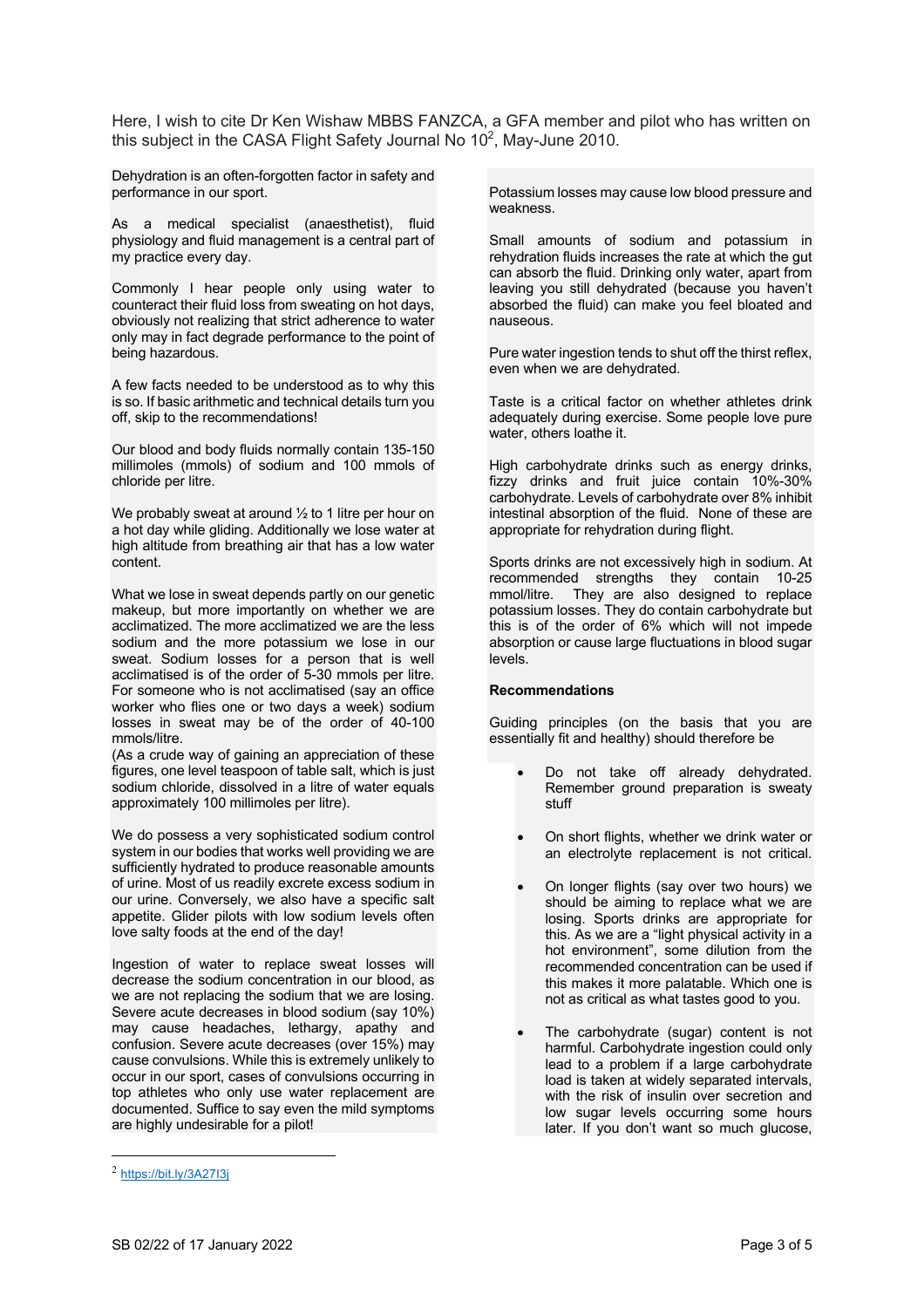Here, I wish to cite Dr Ken Wishaw MBBS FANZCA, a GFA member and pilot who has written on this subject in the CASA Flight Safety Journal No 10[2], May-June 2010.

Dehydration is an often-forgotten factor in safety and performance in our sport.

As a medical specialist (anaesthetist), fluid physiology and fluid management is a central part of my practice every day.

Commonly I hear people only using water to counteract their fluid loss from sweating on hot days, obviously not realizing that strict adherence to water only may in fact degrade performance to the point of being hazardous.

A few facts needed to be understood as to why this is so. If basic arithmetic and technical details turn you off, skip to the recommendations!

Our blood and body fluids normally contain 135-150 millimoles (mmols) of sodium and 100 mmols of chloride per litre.

We probably sweat at around ½ to 1 litre per hour on a hot day while gliding. Additionally we lose water at high altitude from breathing air that has a low water content.

What we lose in sweat depends partly on our genetic makeup, but more importantly on whether we are acclimatized. The more acclimatized we are the less sodium and the more potassium we lose in our sweat. Sodium losses for a person that is well acclimatised is of the order of 5-30 mmols per litre. For someone who is not acclimatised (say an office worker who flies one or two days a week) sodium losses in sweat may be of the order of 40-100 mmols/litre.
(As a crude way of gaining an appreciation of these figures, one level teaspoon of table salt, which is just sodium chloride, dissolved in a litre of water equals approximately 100 millimoles per litre).

We do possess a very sophisticated sodium control system in our bodies that works well providing we are sufficiently hydrated to produce reasonable amounts of urine. Most of us readily excrete excess sodium in our urine. Conversely, we also have a specific salt appetite. Glider pilots with low sodium levels often love salty foods at the end of the day!

Ingestion of water to replace sweat losses will decrease the sodium concentration in our blood, as we are not replacing the sodium that we are losing. Severe acute decreases in blood sodium (say 10%) may cause headaches, lethargy, apathy and confusion. Severe acute decreases (over 15%) may cause convulsions. While this is extremely unlikely to occur in our sport, cases of convulsions occurring in top athletes who only use water replacement are documented. Suffice to say even the mild symptoms are highly undesirable for a pilot!

Potassium losses may cause low blood pressure and weakness.

Small amounts of sodium and potassium in rehydration fluids increases the rate at which the gut can absorb the fluid. Drinking only water, apart from leaving you still dehydrated (because you haven't absorbed the fluid) can make you feel bloated and nauseous.

Pure water ingestion tends to shut off the thirst reflex, even when we are dehydrated.

Taste is a critical factor on whether athletes drink adequately during exercise. Some people love pure water, others loathe it.

High carbohydrate drinks such as energy drinks, fizzy drinks and fruit juice contain 10%-30% carbohydrate. Levels of carbohydrate over 8% inhibit intestinal absorption of the fluid. None of these are appropriate for rehydration during flight.

Sports drinks are not excessively high in sodium. At recommended strengths they contain 10-25 mmol/litre. They are also designed to replace potassium losses. They do contain carbohydrate but this is of the order of 6% which will not impede absorption or cause large fluctuations in blood sugar levels.

**Recommendations**

Guiding principles (on the basis that you are essentially fit and healthy) should therefore be

- Do not take off already dehydrated. Remember ground preparation is sweaty stuff
- On short flights, whether we drink water or an electrolyte replacement is not critical.
- On longer flights (say over two hours) we should be aiming to replace what we are losing. Sports drinks are appropriate for this. As we are a "light physical activity in a hot environment", some dilution from the recommended concentration can be used if this makes it more palatable. Which one is not as critical as what tastes good to you.
- The carbohydrate (sugar) content is not harmful. Carbohydrate ingestion could only lead to a problem if a large carbohydrate load is taken at widely separated intervals, with the risk of insulin over secretion and low sugar levels occurring some hours later. If you don't want so much glucose,

[2] https://bit.ly/3A27I3j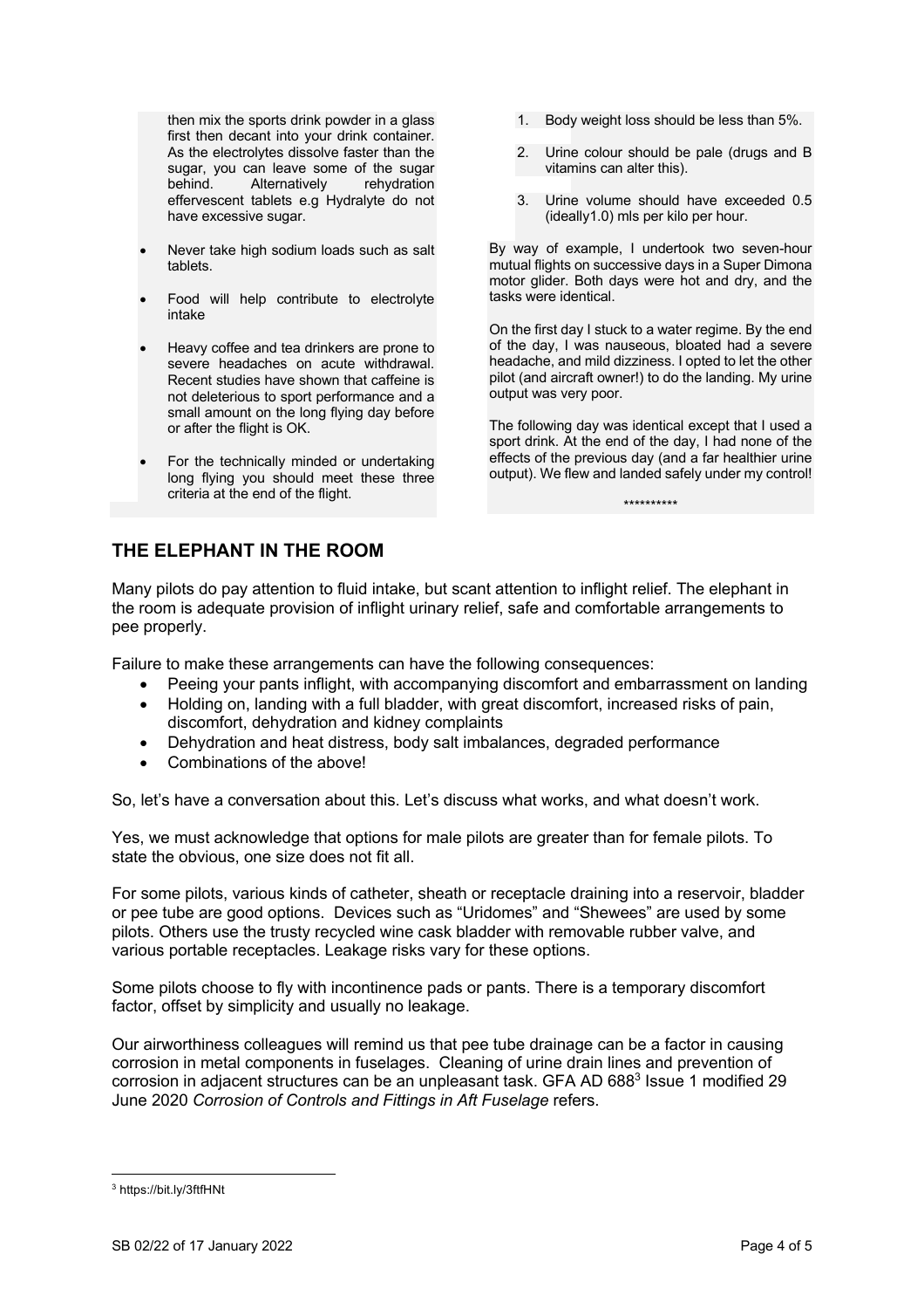then mix the sports drink powder in a glass first then decant into your drink container. As the electrolytes dissolve faster than the sugar, you can leave some of the sugar behind. Alternatively rehydration effervescent tablets e.g Hydralyte do not have excessive sugar.

- Never take high sodium loads such as salt tablets.
- Food will help contribute to electrolyte intake
- Heavy coffee and tea drinkers are prone to severe headaches on acute withdrawal. Recent studies have shown that caffeine is not deleterious to sport performance and a small amount on the long flying day before or after the flight is OK.
- For the technically minded or undertaking long flying you should meet these three criteria at the end of the flight.

1. Body weight loss should be less than 5%.
2. Urine colour should be pale (drugs and B vitamins can alter this).
3. Urine volume should have exceeded 0.5 (ideally1.0) mls per kilo per hour.

By way of example, I undertook two seven-hour mutual flights on successive days in a Super Dimona motor glider. Both days were hot and dry, and the tasks were identical.

On the first day I stuck to a water regime. By the end of the day, I was nauseous, bloated had a severe headache, and mild dizziness. I opted to let the other pilot (and aircraft owner!) to do the landing. My urine output was very poor.

The following day was identical except that I used a sport drink. At the end of the day, I had none of the effects of the previous day (and a far healthier urine output). We flew and landed safely under my control!

**********

## THE ELEPHANT IN THE ROOM

Many pilots do pay attention to fluid intake, but scant attention to inflight relief. The elephant in the room is adequate provision of inflight urinary relief, safe and comfortable arrangements to pee properly.

Failure to make these arrangements can have the following consequences:

- Peeing your pants inflight, with accompanying discomfort and embarrassment on landing
- Holding on, landing with a full bladder, with great discomfort, increased risks of pain, discomfort, dehydration and kidney complaints
- Dehydration and heat distress, body salt imbalances, degraded performance
- Combinations of the above!

So, let's have a conversation about this. Let's discuss what works, and what doesn't work.

Yes, we must acknowledge that options for male pilots are greater than for female pilots. To state the obvious, one size does not fit all.

For some pilots, various kinds of catheter, sheath or receptacle draining into a reservoir, bladder or pee tube are good options. Devices such as "Uridomes" and "Shewees" are used by some pilots. Others use the trusty recycled wine cask bladder with removable rubber valve, and various portable receptacles. Leakage risks vary for these options.

Some pilots choose to fly with incontinence pads or pants. There is a temporary discomfort factor, offset by simplicity and usually no leakage.

Our airworthiness colleagues will remind us that pee tube drainage can be a factor in causing corrosion in metal components in fuselages. Cleaning of urine drain lines and prevention of corrosion in adjacent structures can be an unpleasant task. GFA AD 688[3] Issue 1 modified 29 June 2020 *Corrosion of Controls and Fittings in Aft Fuselage* refers.

[3] https://bit.ly/3ftfHNt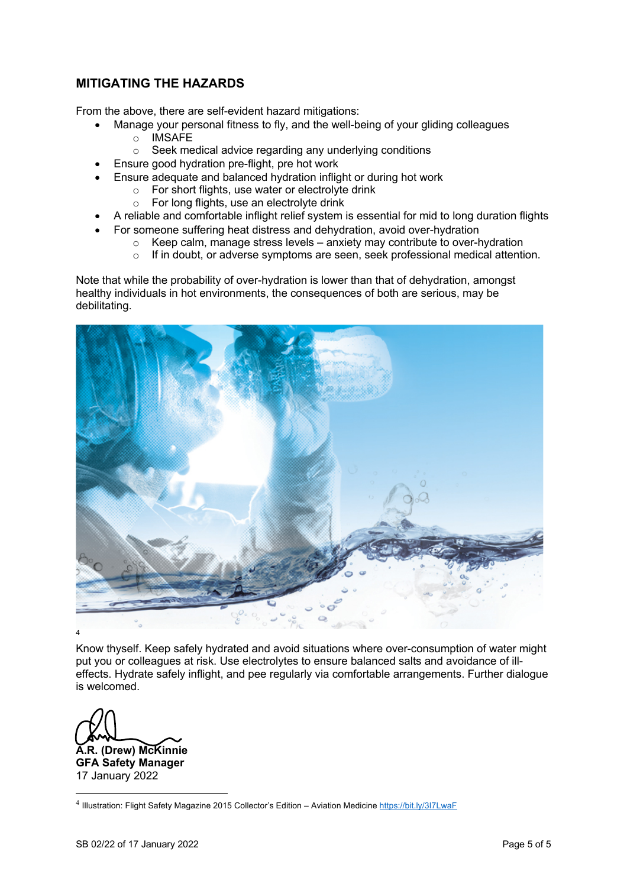## MITIGATING THE HAZARDS

From the above, there are self-evident hazard mitigations:

- Manage your personal fitness to fly, and the well-being of your gliding colleagues
  - IMSAFE
  - Seek medical advice regarding any underlying conditions
- Ensure good hydration pre-flight, pre hot work
- Ensure adequate and balanced hydration inflight or during hot work
  - For short flights, use water or electrolyte drink
  - For long flights, use an electrolyte drink
- A reliable and comfortable inflight relief system is essential for mid to long duration flights
- For someone suffering heat distress and dehydration, avoid over-hydration
  - Keep calm, manage stress levels – anxiety may contribute to over-hydration
  - If in doubt, or adverse symptoms are seen, seek professional medical attention.

Note that while the probability of over-hydration is lower than that of dehydration, amongst healthy individuals in hot environments, the consequences of both are serious, may be debilitating.

[4]

Know thyself. Keep safely hydrated and avoid situations where over-consumption of water might put you or colleagues at risk. Use electrolytes to ensure balanced salts and avoidance of ill-effects. Hydrate safely inflight, and pee regularly via comfortable arrangements. Further dialogue is welcomed.

**A.R. (Drew) McKinnie**
**GFA Safety Manager**
17 January 2022

[4] Illustration: Flight Safety Magazine 2015 Collector's Edition – Aviation Medicine https://bit.ly/3I7LwaF

SB 02/22 of 17 January 2022